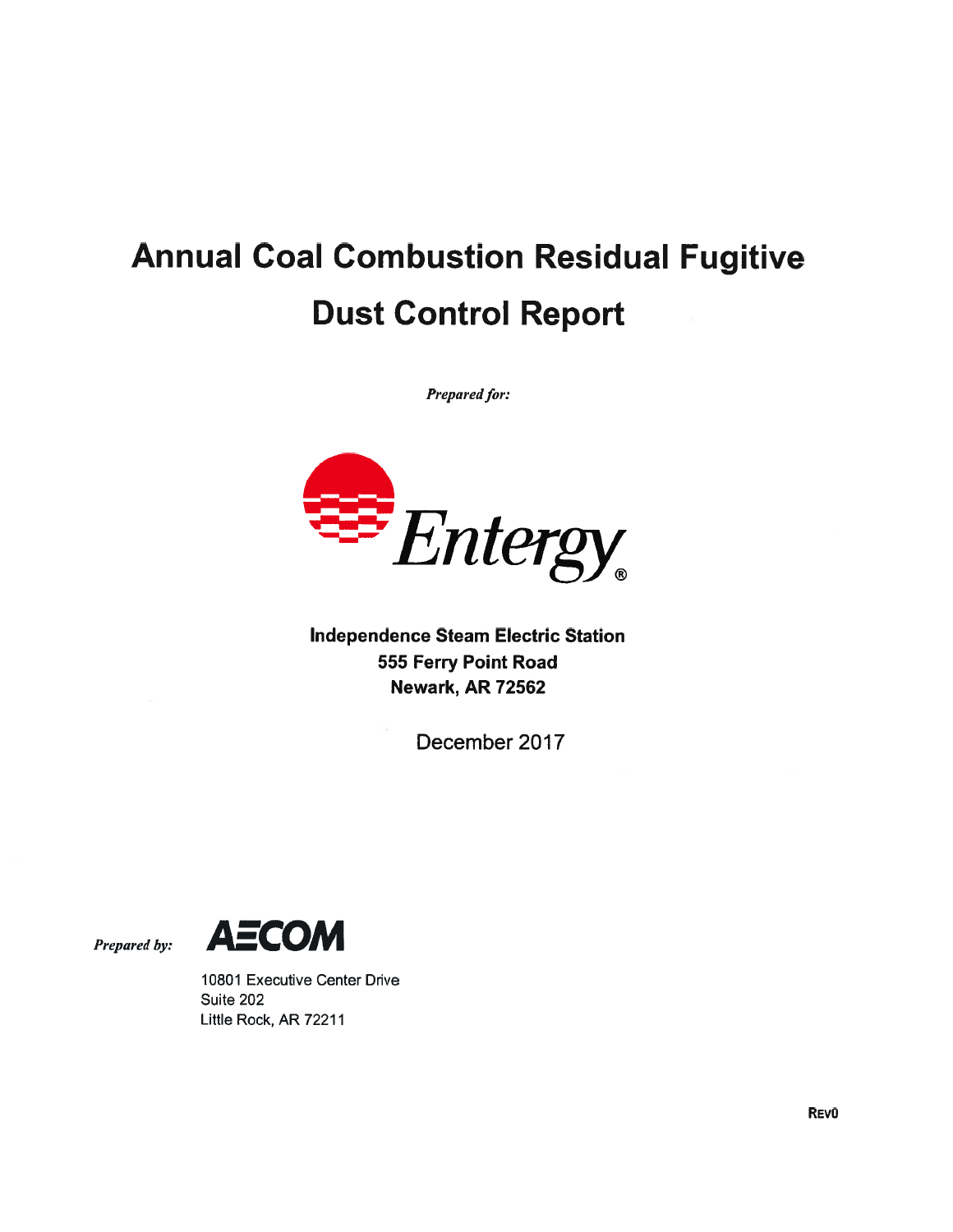# Annual Coal Combustion Residual Fugitive Dust Control Report

*Prepared for:*

Entergy

**Independence Steam Electric Station**
**555 Ferry Point Road**
**Newark, AR 72562**

December 2017

*Prepared by:*

AECOM

10801 Executive Center Drive
Suite 202
Little Rock, AR 72211

**REV0**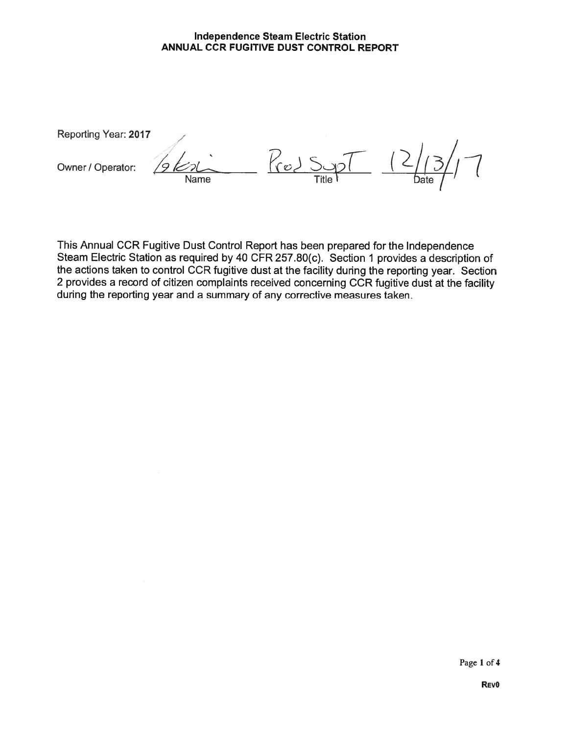**Independence Steam Electric Station**
**ANNUAL CCR FUGITIVE DUST CONTROL REPORT**

Reporting Year: **2017**

Owner / Operator: 

| Name | Title | Date |
|---|---|---|
| Glen | Prod Supt | 12/13/17 |

This Annual CCR Fugitive Dust Control Report has been prepared for the Independence Steam Electric Station as required by 40 CFR 257.80(c). Section 1 provides a description of the actions taken to control CCR fugitive dust at the facility during the reporting year. Section 2 provides a record of citizen complaints received concerning CCR fugitive dust at the facility during the reporting year and a summary of any corrective measures taken.

**REV0**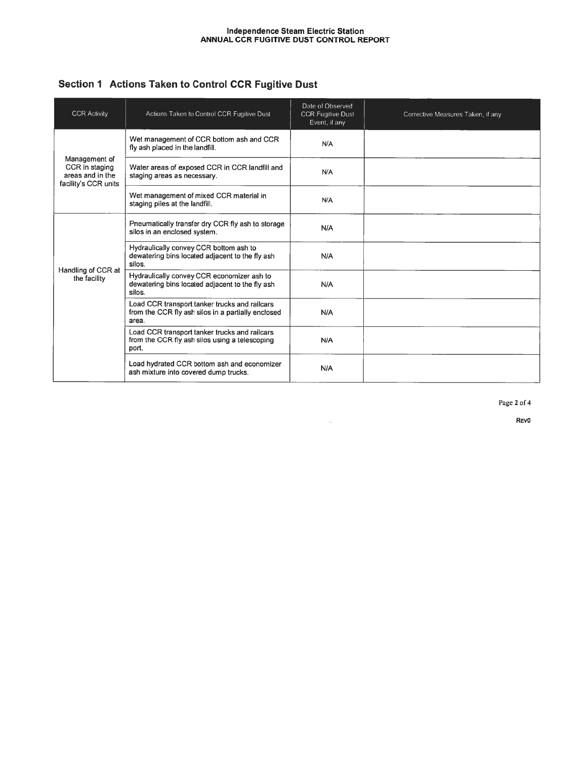## Section 1 Actions Taken to Control CCR Fugitive Dust

| CCR Activity | Actions Taken to Control CCR Fugitive Dust | Date of Observed CCR Fugitive Dust Event, if any | Corrective Measures Taken, if any |
|---|---|---|---|
| Management of CCR in staging areas and in the facility's CCR units | Wet management of CCR bottom ash and CCR fly ash placed in the landfill. | N/A | |
| | Water areas of exposed CCR in CCR landfill and staging areas as necessary. | N/A | |
| | Wet management of mixed CCR material in staging piles at the landfill. | N/A | |
| Handling of CCR at the facility | Pneumatically transfer dry CCR fly ash to storage silos in an enclosed system. | N/A | |
| | Hydraulically convey CCR bottom ash to dewatering bins located adjacent to the fly ash silos. | N/A | |
| | Hydraulically convey CCR economizer ash to dewatering bins located adjacent to the fly ash silos. | N/A | |
| | Load CCR transport tanker trucks and railcars from the CCR fly ash silos in a partially enclosed area. | N/A | |
| | Load CCR transport tanker trucks and railcars from the CCR fly ash silos using a telescoping port. | N/A | |
| | Load hydrated CCR bottom ash and economizer ash mixture into covered dump trucks. | N/A | |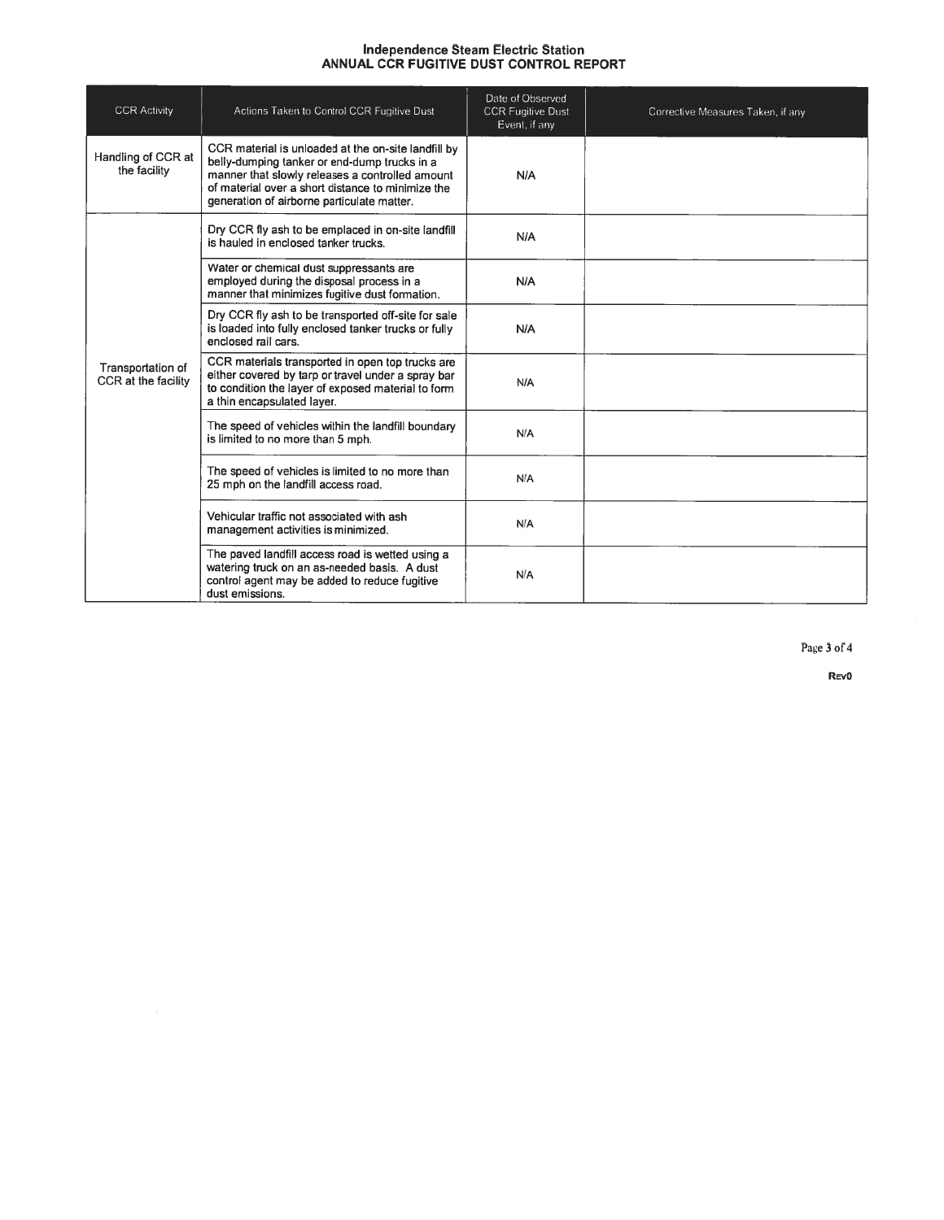# Independence Steam Electric Station
## ANNUAL CCR FUGITIVE DUST CONTROL REPORT

| CCR Activity | Actions Taken to Control CCR Fugitive Dust | Date of Observed CCR Fugitive Dust Event, if any | Corrective Measures Taken, if any |
|---|---|---|---|
| Handling of CCR at the facility | CCR material is unloaded at the on-site landfill by belly-dumping tanker or end-dump trucks in a manner that slowly releases a controlled amount of material over a short distance to minimize the generation of airborne particulate matter. | N/A | |
| Transportation of CCR at the facility | Dry CCR fly ash to be emplaced in on-site landfill is hauled in enclosed tanker trucks. | N/A | |
| | Water or chemical dust suppressants are employed during the disposal process in a manner that minimizes fugitive dust formation. | N/A | |
| | Dry CCR fly ash to be transported off-site for sale is loaded into fully enclosed tanker trucks or fully enclosed rail cars. | N/A | |
| | CCR materials transported in open top trucks are either covered by tarp or travel under a spray bar to condition the layer of exposed material to form a thin encapsulated layer. | N/A | |
| | The speed of vehicles within the landfill boundary is limited to no more than 5 mph. | N/A | |
| | The speed of vehicles is limited to no more than 25 mph on the landfill access road. | N/A | |
| | Vehicular traffic not associated with ash management activities is minimized. | N/A | |
| | The paved landfill access road is wetted using a watering truck on an as-needed basis. A dust control agent may be added to reduce fugitive dust emissions. | N/A | |

Rev0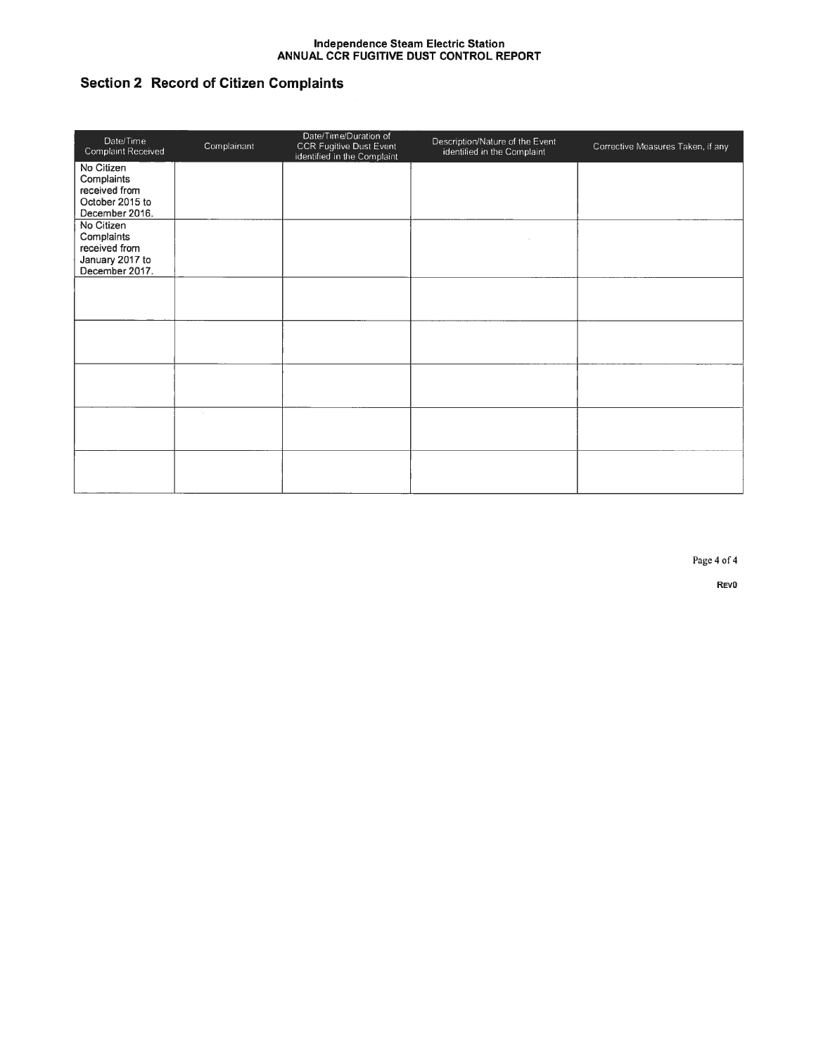## Section 2 Record of Citizen Complaints

| Date/Time Complaint Received | Complainant | Date/Time/Duration of CCR Fugitive Dust Event identified in the Complaint | Description/Nature of the Event identified in the Complaint | Corrective Measures Taken, if any |
|---|---|---|---|---|
| No Citizen Complaints received from October 2015 to December 2016. | | | | |
| No Citizen Complaints received from January 2017 to December 2017. | | | | |
| | | | | |
| | | | | |
| | | | | |
| | | | | |
| | | | | |

REV0